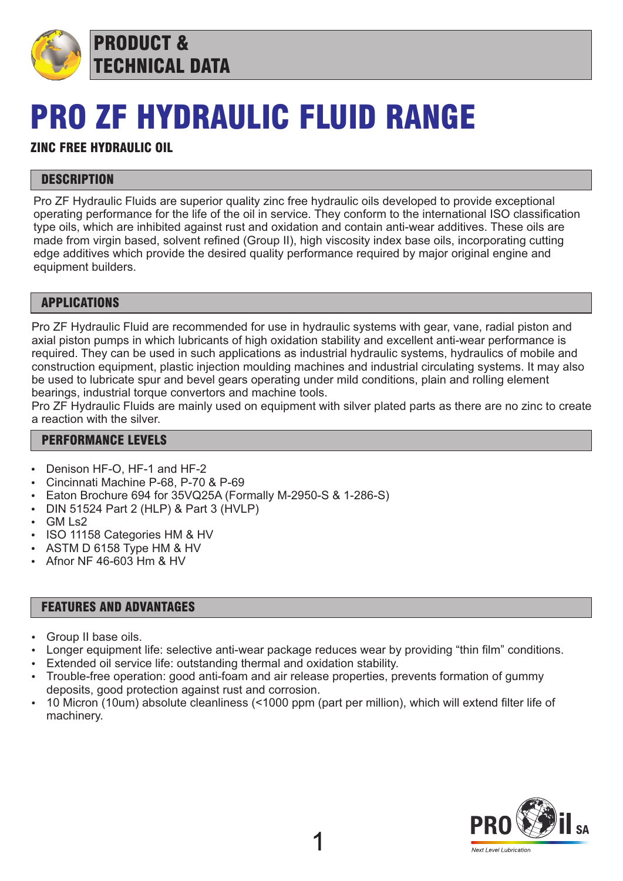# PRODUCT & TECHNICAL DATA

# PRO ZF HYDRAULIC FLUID RANGE

**ZINC FREE HYDRAULIC OIL**

## DESCRIPTION

Pro ZF Hydraulic Fluids are superior quality zinc free hydraulic oils developed to provide exceptional operating performance for the life of the oil in service. They conform to the international ISO classification type oils, which are inhibited against rust and oxidation and contain anti-wear additives. These oils are made from virgin based, solvent refined (Group II), high viscosity index base oils, incorporating cutting edge additives which provide the desired quality performance required by major original engine and equipment builders.

## APPLICATIONS

Pro ZF Hydraulic Fluid are recommended for use in hydraulic systems with gear, vane, radial piston and axial piston pumps in which lubricants of high oxidation stability and excellent anti-wear performance is required. They can be used in such applications as industrial hydraulic systems, hydraulics of mobile and construction equipment, plastic injection moulding machines and industrial circulating systems. It may also be used to lubricate spur and bevel gears operating under mild conditions, plain and rolling element bearings, industrial torque convertors and machine tools.
Pro ZF Hydraulic Fluids are mainly used on equipment with silver plated parts as there are no zinc to create a reaction with the silver.

## PERFORMANCE LEVELS

- Denison HF-O, HF-1 and HF-2
- Cincinnati Machine P-68, P-70 & P-69
- Eaton Brochure 694 for 35VQ25A (Formally M-2950-S & 1-286-S)
- DIN 51524 Part 2 (HLP) & Part 3 (HVLP)
- GM Ls2
- ISO 11158 Categories HM & HV
- ASTM D 6158 Type HM & HV
- Afnor NF 46-603 Hm & HV

## FEATURES AND ADVANTAGES

- Group II base oils.
- Longer equipment life: selective anti-wear package reduces wear by providing “thin film” conditions.
- Extended oil service life: outstanding thermal and oxidation stability.
- Trouble-free operation: good anti-foam and air release properties, prevents formation of gummy deposits, good protection against rust and corrosion.
- 10 Micron (10um) absolute cleanliness (<1000 ppm (part per million), which will extend filter life of machinery.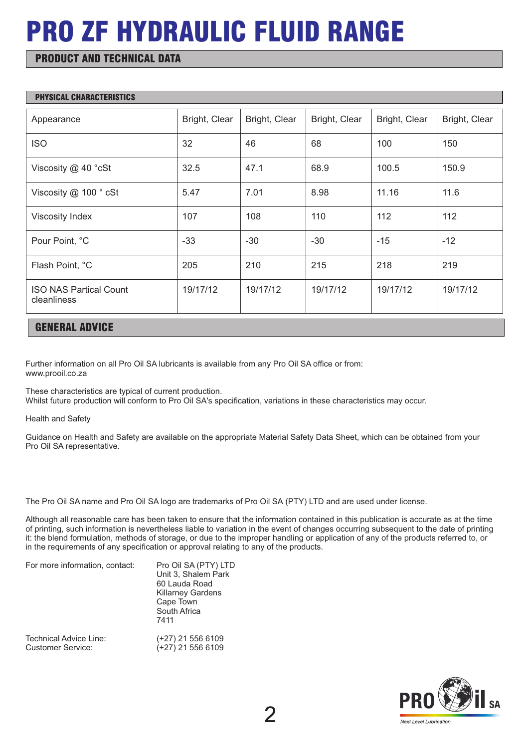# PRO ZF HYDRAULIC FLUID RANGE

## PRODUCT AND TECHNICAL DATA

### PHYSICAL CHARACTERISTICS

| | | | | | |
|---|---|---|---|---|---|
| Appearance | Bright, Clear | Bright, Clear | Bright, Clear | Bright, Clear | Bright, Clear |
| ISO | 32 | 46 | 68 | 100 | 150 |
| Viscosity @ 40 °cSt | 32.5 | 47.1 | 68.9 | 100.5 | 150.9 |
| Viscosity @ 100 ° cSt | 5.47 | 7.01 | 8.98 | 11.16 | 11.6 |
| Viscosity Index | 107 | 108 | 110 | 112 | 112 |
| Pour Point, °C | -33 | -30 | -30 | -15 | -12 |
| Flash Point, °C | 205 | 210 | 215 | 218 | 219 |
| ISO NAS Partical Count cleanliness | 19/17/12 | 19/17/12 | 19/17/12 | 19/17/12 | 19/17/12 |

## GENERAL ADVICE

Further information on all Pro Oil SA lubricants is available from any Pro Oil SA office or from:
www.prooil.co.za

These characteristics are typical of current production.
Whilst future production will conform to Pro Oil SA's specification, variations in these characteristics may occur.

Health and Safety

Guidance on Health and Safety are available on the appropriate Material Safety Data Sheet, which can be obtained from your Pro Oil SA representative.

The Pro Oil SA name and Pro Oil SA logo are trademarks of Pro Oil SA (PTY) LTD and are used under license.

Although all reasonable care has been taken to ensure that the information contained in this publication is accurate as at the time of printing, such information is nevertheless liable to variation in the event of changes occurring subsequent to the date of printing it: the blend formulation, methods of storage, or due to the improper handling or application of any of the products referred to, or in the requirements of any specification or approval relating to any of the products.

For more information, contact:

Pro Oil SA (PTY) LTD
Unit 3, Shalem Park
60 Lauda Road
Killarney Gardens
Cape Town
South Africa
7411

Technical Advice Line: (+27) 21 556 6109
Customer Service: (+27) 21 556 6109

PRO Oil SA
Next Level Lubrication